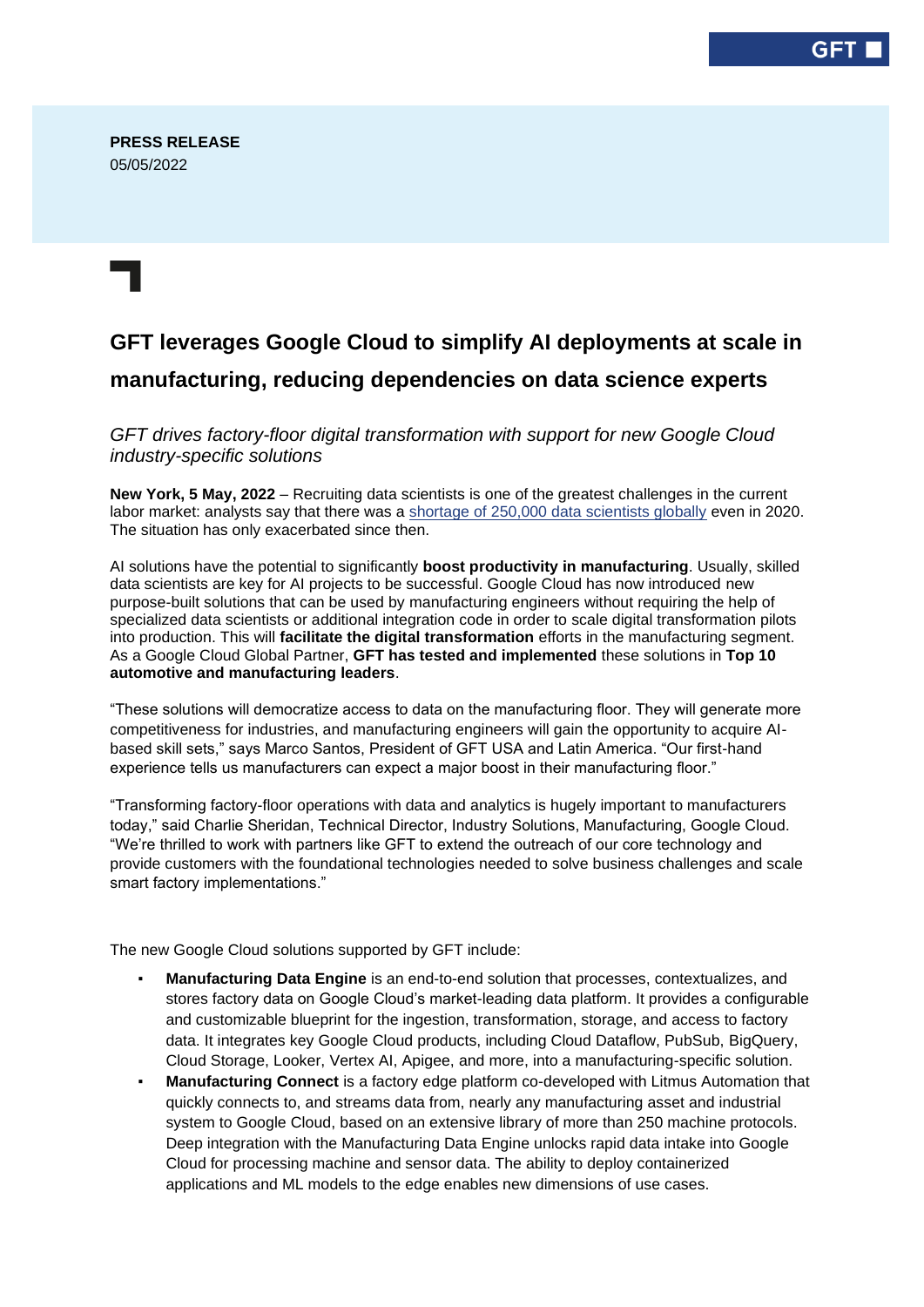**PRESS RELEASE**
05/05/2022

# GFT leverages Google Cloud to simplify AI deployments at scale in manufacturing, reducing dependencies on data science experts

*GFT drives factory-floor digital transformation with support for new Google Cloud industry-specific solutions*

**New York, 5 May, 2022** – Recruiting data scientists is one of the greatest challenges in the current labor market: analysts say that there was a shortage of 250,000 data scientists globally even in 2020. The situation has only exacerbated since then.

AI solutions have the potential to significantly **boost productivity in manufacturing**. Usually, skilled data scientists are key for AI projects to be successful. Google Cloud has now introduced new purpose-built solutions that can be used by manufacturing engineers without requiring the help of specialized data scientists or additional integration code in order to scale digital transformation pilots into production. This will **facilitate the digital transformation** efforts in the manufacturing segment. As a Google Cloud Global Partner, **GFT has tested and implemented** these solutions in **Top 10 automotive and manufacturing leaders**.

"These solutions will democratize access to data on the manufacturing floor. They will generate more competitiveness for industries, and manufacturing engineers will gain the opportunity to acquire AI-based skill sets," says Marco Santos, President of GFT USA and Latin America. "Our first-hand experience tells us manufacturers can expect a major boost in their manufacturing floor."

"Transforming factory-floor operations with data and analytics is hugely important to manufacturers today," said Charlie Sheridan, Technical Director, Industry Solutions, Manufacturing, Google Cloud. "We're thrilled to work with partners like GFT to extend the outreach of our core technology and provide customers with the foundational technologies needed to solve business challenges and scale smart factory implementations."

The new Google Cloud solutions supported by GFT include:

- **Manufacturing Data Engine** is an end-to-end solution that processes, contextualizes, and stores factory data on Google Cloud's market-leading data platform. It provides a configurable and customizable blueprint for the ingestion, transformation, storage, and access to factory data. It integrates key Google Cloud products, including Cloud Dataflow, PubSub, BigQuery, Cloud Storage, Looker, Vertex AI, Apigee, and more, into a manufacturing-specific solution.
- **Manufacturing Connect** is a factory edge platform co-developed with Litmus Automation that quickly connects to, and streams data from, nearly any manufacturing asset and industrial system to Google Cloud, based on an extensive library of more than 250 machine protocols. Deep integration with the Manufacturing Data Engine unlocks rapid data intake into Google Cloud for processing machine and sensor data. The ability to deploy containerized applications and ML models to the edge enables new dimensions of use cases.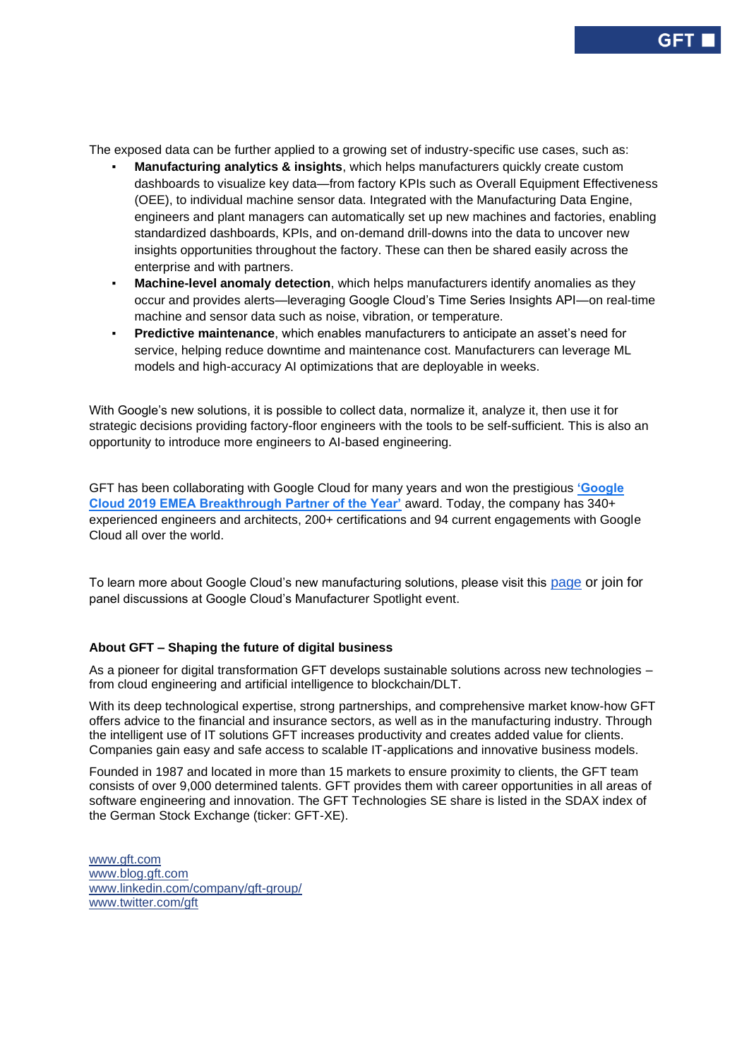The exposed data can be further applied to a growing set of industry-specific use cases, such as:

- **Manufacturing analytics & insights**, which helps manufacturers quickly create custom dashboards to visualize key data—from factory KPIs such as Overall Equipment Effectiveness (OEE), to individual machine sensor data. Integrated with the Manufacturing Data Engine, engineers and plant managers can automatically set up new machines and factories, enabling standardized dashboards, KPIs, and on-demand drill-downs into the data to uncover new insights opportunities throughout the factory. These can then be shared easily across the enterprise and with partners.
- **Machine-level anomaly detection**, which helps manufacturers identify anomalies as they occur and provides alerts—leveraging Google Cloud's Time Series Insights API—on real-time machine and sensor data such as noise, vibration, or temperature.
- **Predictive maintenance**, which enables manufacturers to anticipate an asset's need for service, helping reduce downtime and maintenance cost. Manufacturers can leverage ML models and high-accuracy AI optimizations that are deployable in weeks.

With Google's new solutions, it is possible to collect data, normalize it, analyze it, then use it for strategic decisions providing factory-floor engineers with the tools to be self-sufficient. This is also an opportunity to introduce more engineers to AI-based engineering.

GFT has been collaborating with Google Cloud for many years and won the prestigious **'Google Cloud 2019 EMEA Breakthrough Partner of the Year'** award. Today, the company has 340+ experienced engineers and architects, 200+ certifications and 94 current engagements with Google Cloud all over the world.

To learn more about Google Cloud's new manufacturing solutions, please visit this page or join for panel discussions at Google Cloud's Manufacturer Spotlight event.

**About GFT – Shaping the future of digital business**

As a pioneer for digital transformation GFT develops sustainable solutions across new technologies – from cloud engineering and artificial intelligence to blockchain/DLT.

With its deep technological expertise, strong partnerships, and comprehensive market know-how GFT offers advice to the financial and insurance sectors, as well as in the manufacturing industry. Through the intelligent use of IT solutions GFT increases productivity and creates added value for clients. Companies gain easy and safe access to scalable IT-applications and innovative business models.

Founded in 1987 and located in more than 15 markets to ensure proximity to clients, the GFT team consists of over 9,000 determined talents. GFT provides them with career opportunities in all areas of software engineering and innovation. The GFT Technologies SE share is listed in the SDAX index of the German Stock Exchange (ticker: GFT-XE).

www.gft.com
www.blog.gft.com
www.linkedin.com/company/gft-group/
www.twitter.com/gft